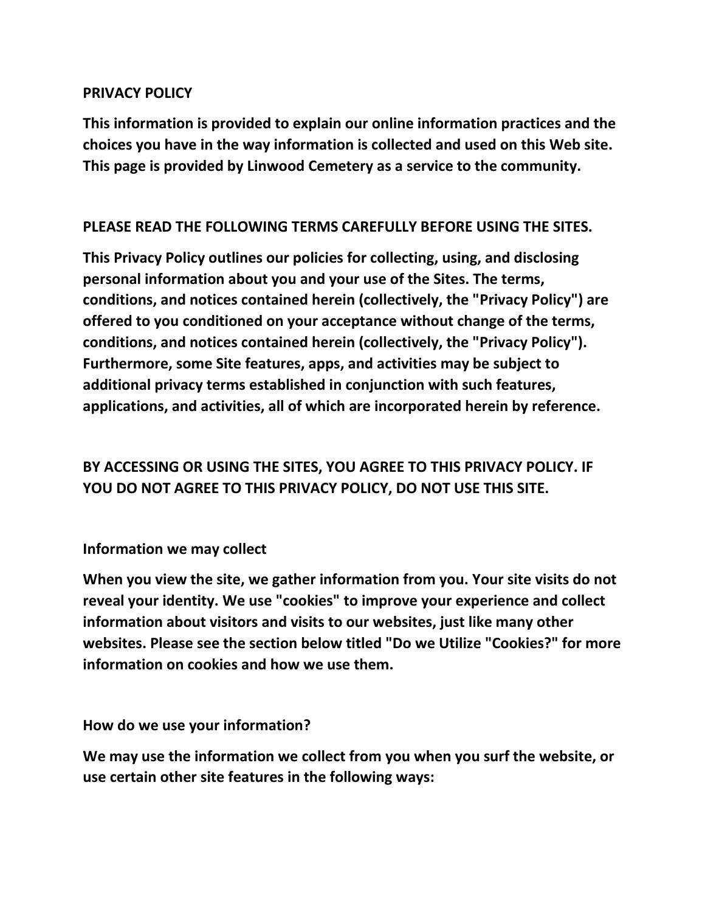# PRIVACY POLICY

**This information is provided to explain our online information practices and the choices you have in the way information is collected and used on this Web site. This page is provided by Linwood Cemetery as a service to the community.**

## PLEASE READ THE FOLLOWING TERMS CAREFULLY BEFORE USING THE SITES.

**This Privacy Policy outlines our policies for collecting, using, and disclosing personal information about you and your use of the Sites. The terms, conditions, and notices contained herein (collectively, the "Privacy Policy") are offered to you conditioned on your acceptance without change of the terms, conditions, and notices contained herein (collectively, the "Privacy Policy"). Furthermore, some Site features, apps, and activities may be subject to additional privacy terms established in conjunction with such features, applications, and activities, all of which are incorporated herein by reference.**

**BY ACCESSING OR USING THE SITES, YOU AGREE TO THIS PRIVACY POLICY. IF YOU DO NOT AGREE TO THIS PRIVACY POLICY, DO NOT USE THIS SITE.**

## Information we may collect

**When you view the site, we gather information from you. Your site visits do not reveal your identity. We use "cookies" to improve your experience and collect information about visitors and visits to our websites, just like many other websites. Please see the section below titled "Do we Utilize "Cookies?" for more information on cookies and how we use them.**

## How do we use your information?

**We may use the information we collect from you when you surf the website, or use certain other site features in the following ways:**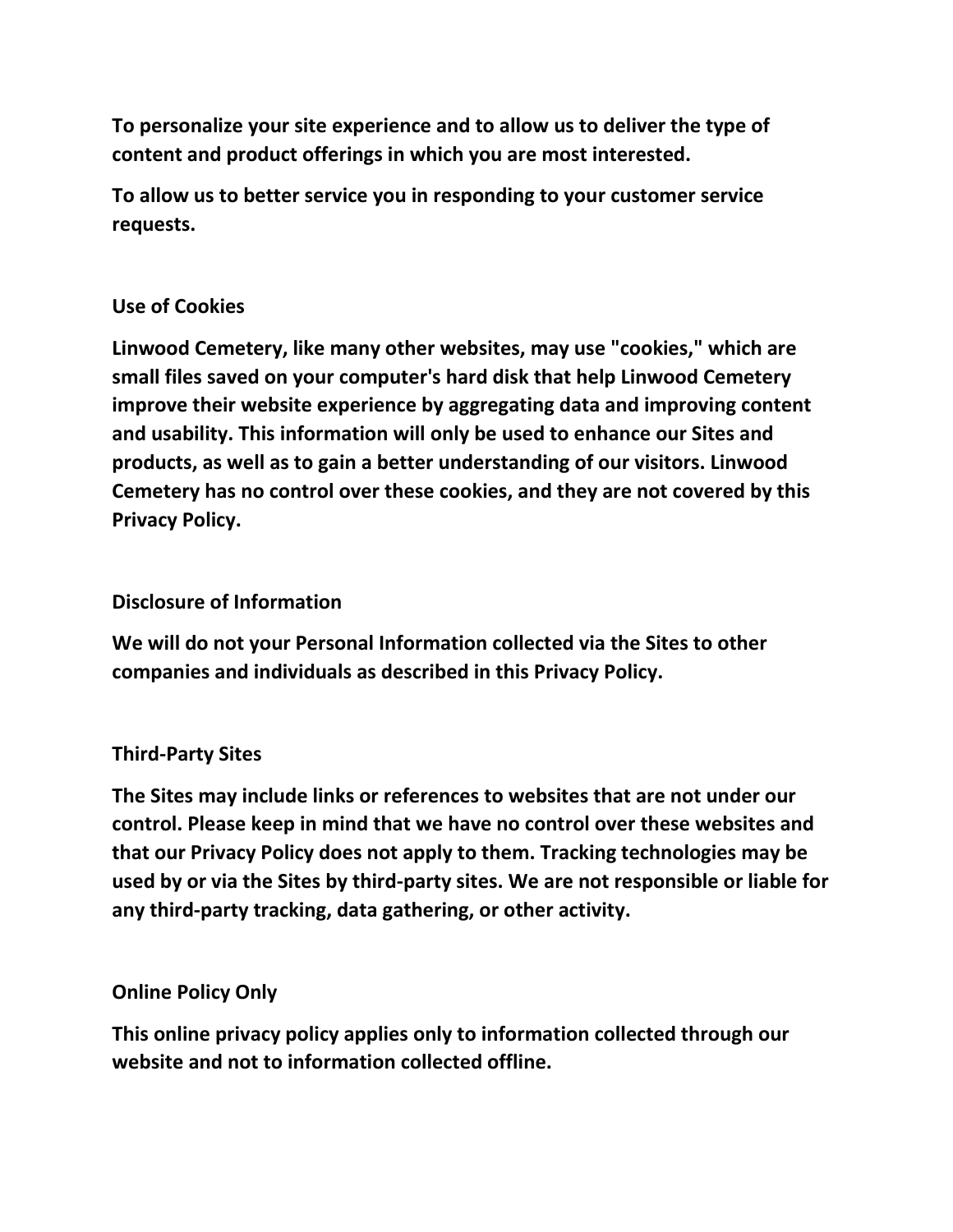**To personalize your site experience and to allow us to deliver the type of content and product offerings in which you are most interested.**

**To allow us to better service you in responding to your customer service requests.**

## **Use of Cookies**

**Linwood Cemetery, like many other websites, may use "cookies," which are small files saved on your computer's hard disk that help Linwood Cemetery improve their website experience by aggregating data and improving content and usability. This information will only be used to enhance our Sites and products, as well as to gain a better understanding of our visitors. Linwood Cemetery has no control over these cookies, and they are not covered by this Privacy Policy.**

## **Disclosure of Information**

**We will do not your Personal Information collected via the Sites to other companies and individuals as described in this Privacy Policy.**

## **Third-Party Sites**

**The Sites may include links or references to websites that are not under our control. Please keep in mind that we have no control over these websites and that our Privacy Policy does not apply to them. Tracking technologies may be used by or via the Sites by third-party sites. We are not responsible or liable for any third-party tracking, data gathering, or other activity.**

## **Online Policy Only**

**This online privacy policy applies only to information collected through our website and not to information collected offline.**